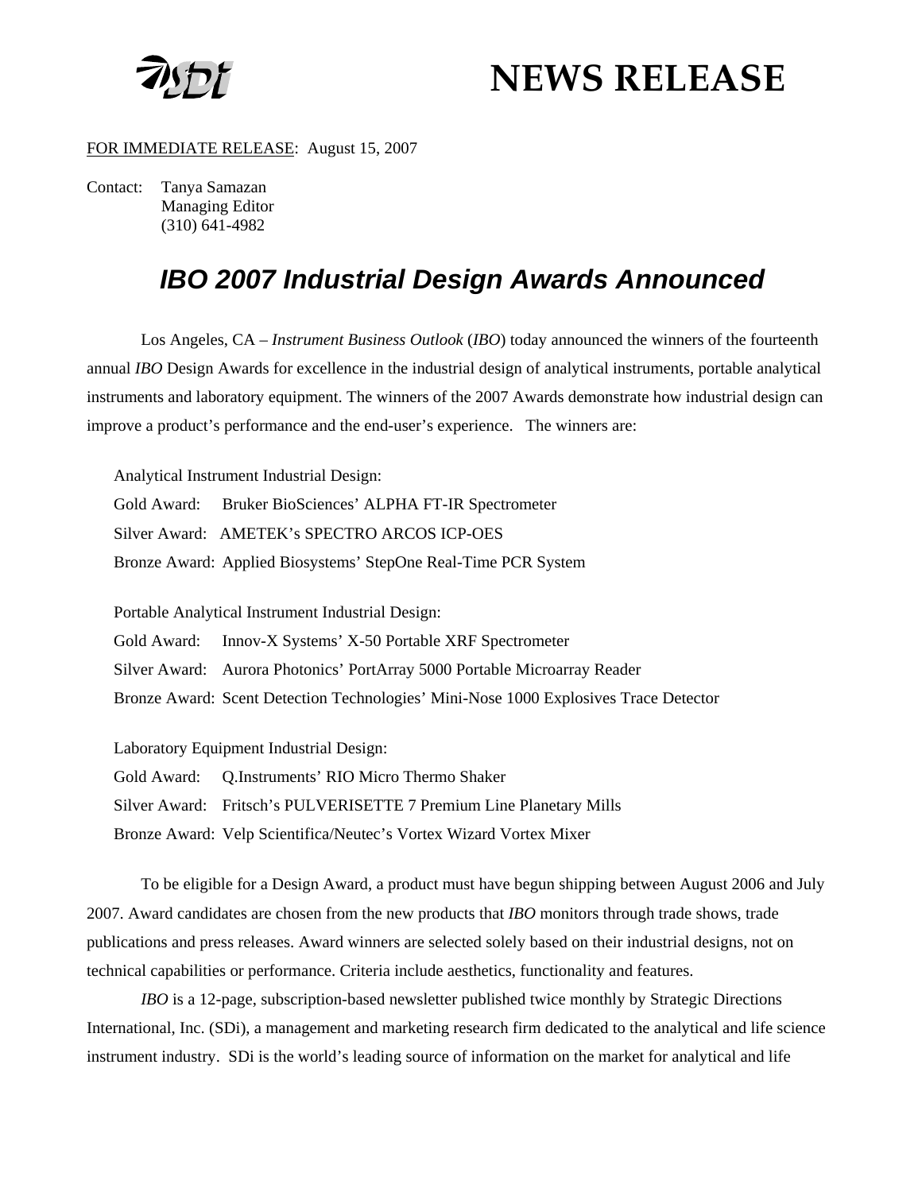# NEWS RELEASE

FOR IMMEDIATE RELEASE: August 15, 2007

Contact: Tanya Samazan
Managing Editor
(310) 641-4982

## *IBO 2007 Industrial Design Awards Announced*

Los Angeles, CA – *Instrument Business Outlook* (*IBO*) today announced the winners of the fourteenth annual *IBO* Design Awards for excellence in the industrial design of analytical instruments, portable analytical instruments and laboratory equipment. The winners of the 2007 Awards demonstrate how industrial design can improve a product's performance and the end-user's experience. The winners are:

Analytical Instrument Industrial Design:
Gold Award: Bruker BioSciences' ALPHA FT-IR Spectrometer
Silver Award: AMETEK's SPECTRO ARCOS ICP-OES
Bronze Award: Applied Biosystems' StepOne Real-Time PCR System

Portable Analytical Instrument Industrial Design:
Gold Award: Innov-X Systems' X-50 Portable XRF Spectrometer
Silver Award: Aurora Photonics' PortArray 5000 Portable Microarray Reader
Bronze Award: Scent Detection Technologies' Mini-Nose 1000 Explosives Trace Detector

Laboratory Equipment Industrial Design:
Gold Award: Q.Instruments' RIO Micro Thermo Shaker
Silver Award: Fritsch's PULVERISETTE 7 Premium Line Planetary Mills
Bronze Award: Velp Scientifica/Neutec's Vortex Wizard Vortex Mixer

To be eligible for a Design Award, a product must have begun shipping between August 2006 and July 2007. Award candidates are chosen from the new products that *IBO* monitors through trade shows, trade publications and press releases. Award winners are selected solely based on their industrial designs, not on technical capabilities or performance. Criteria include aesthetics, functionality and features.

*IBO* is a 12-page, subscription-based newsletter published twice monthly by Strategic Directions International, Inc. (SDi), a management and marketing research firm dedicated to the analytical and life science instrument industry. SDi is the world's leading source of information on the market for analytical and life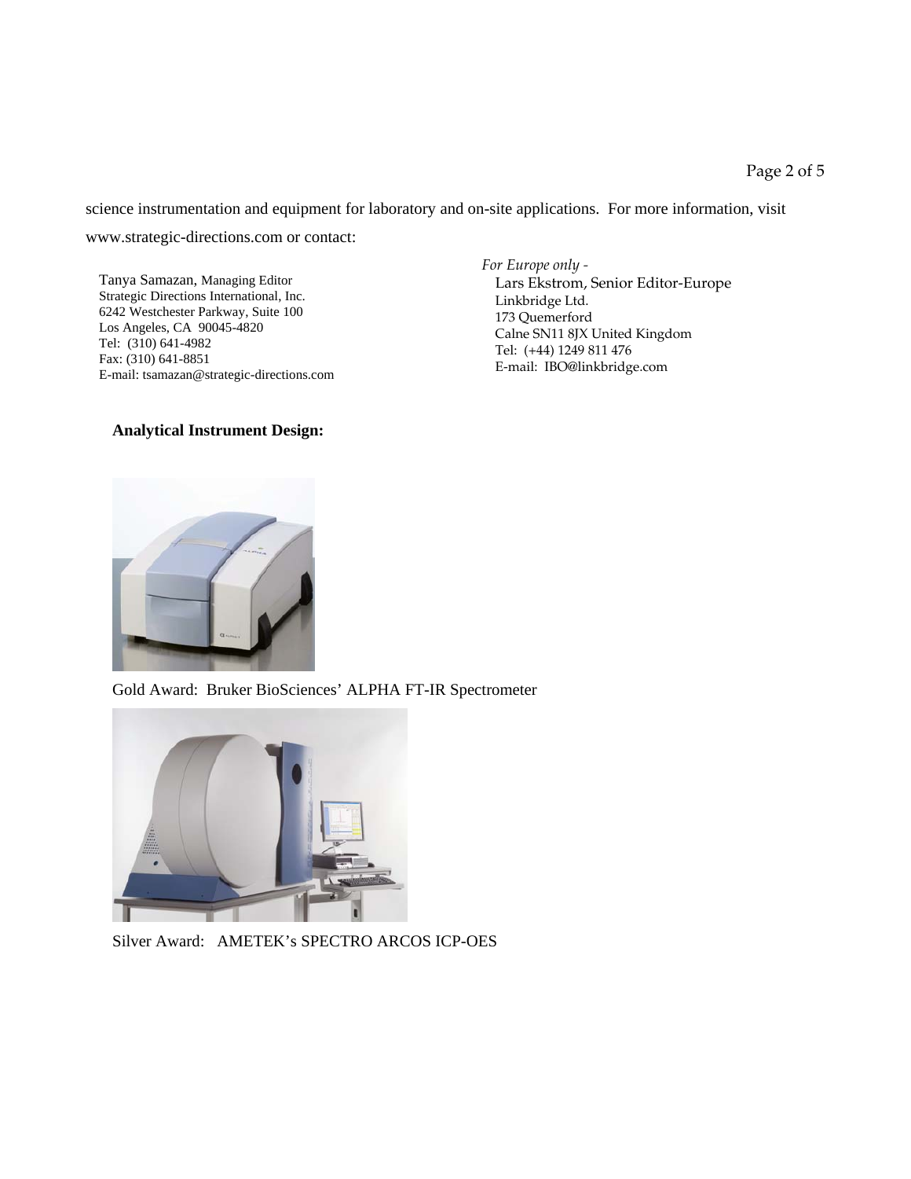science instrumentation and equipment for laboratory and on-site applications. For more information, visit www.strategic-directions.com or contact:

Tanya Samazan, Managing Editor
Strategic Directions International, Inc.
6242 Westchester Parkway, Suite 100
Los Angeles, CA 90045-4820
Tel: (310) 641-4982
Fax: (310) 641-8851
E-mail: tsamazan@strategic-directions.com

*For Europe only -*
Lars Ekstrom, Senior Editor-Europe
Linkbridge Ltd.
173 Quemerford
Calne SN11 8JX United Kingdom
Tel: (+44) 1249 811 476
E-mail: IBO@linkbridge.com

**Analytical Instrument Design:**

Gold Award: Bruker BioSciences' ALPHA FT-IR Spectrometer

Silver Award: AMETEK's SPECTRO ARCOS ICP-OES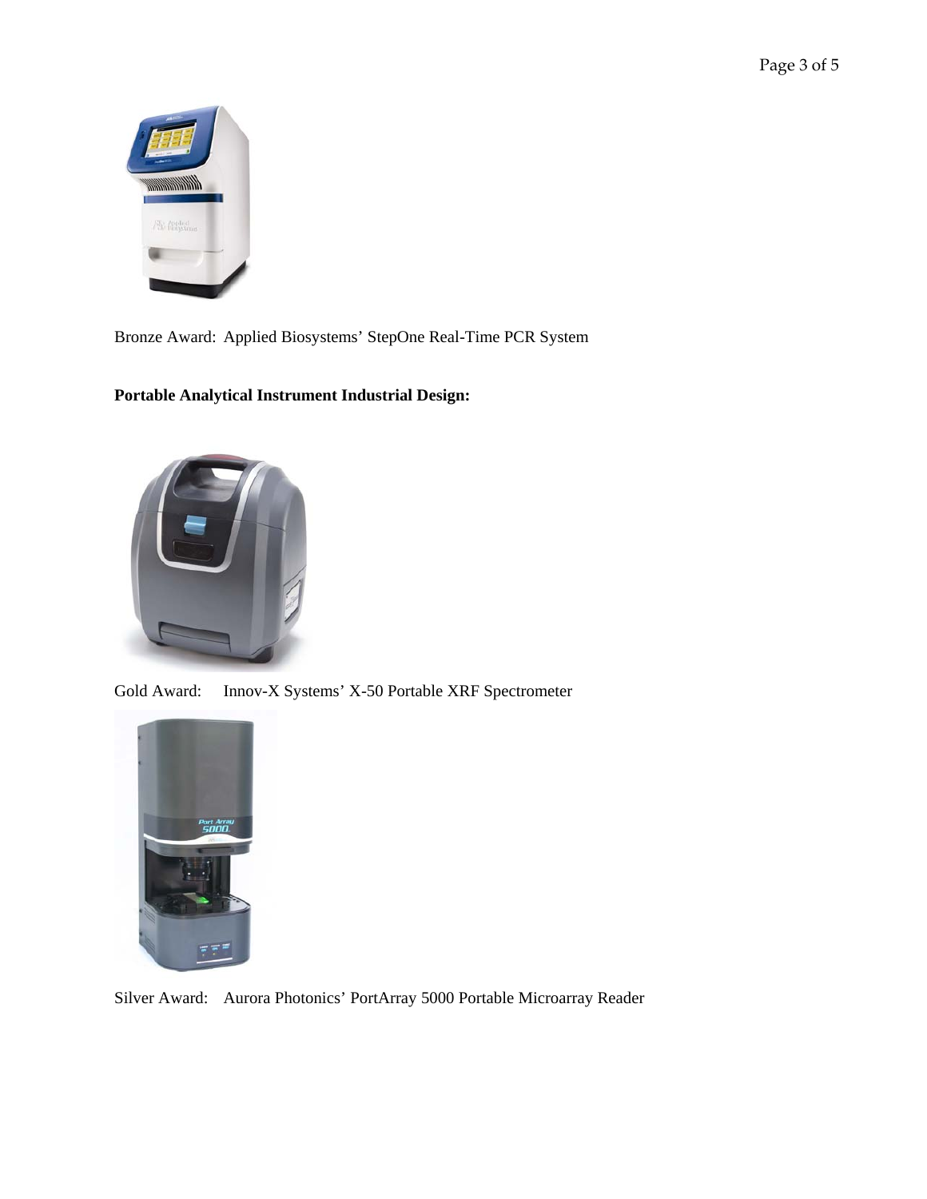Bronze Award: Applied Biosystems' StepOne Real-Time PCR System

**Portable Analytical Instrument Industrial Design:**

Gold Award: Innov-X Systems' X-50 Portable XRF Spectrometer

Silver Award: Aurora Photonics' PortArray 5000 Portable Microarray Reader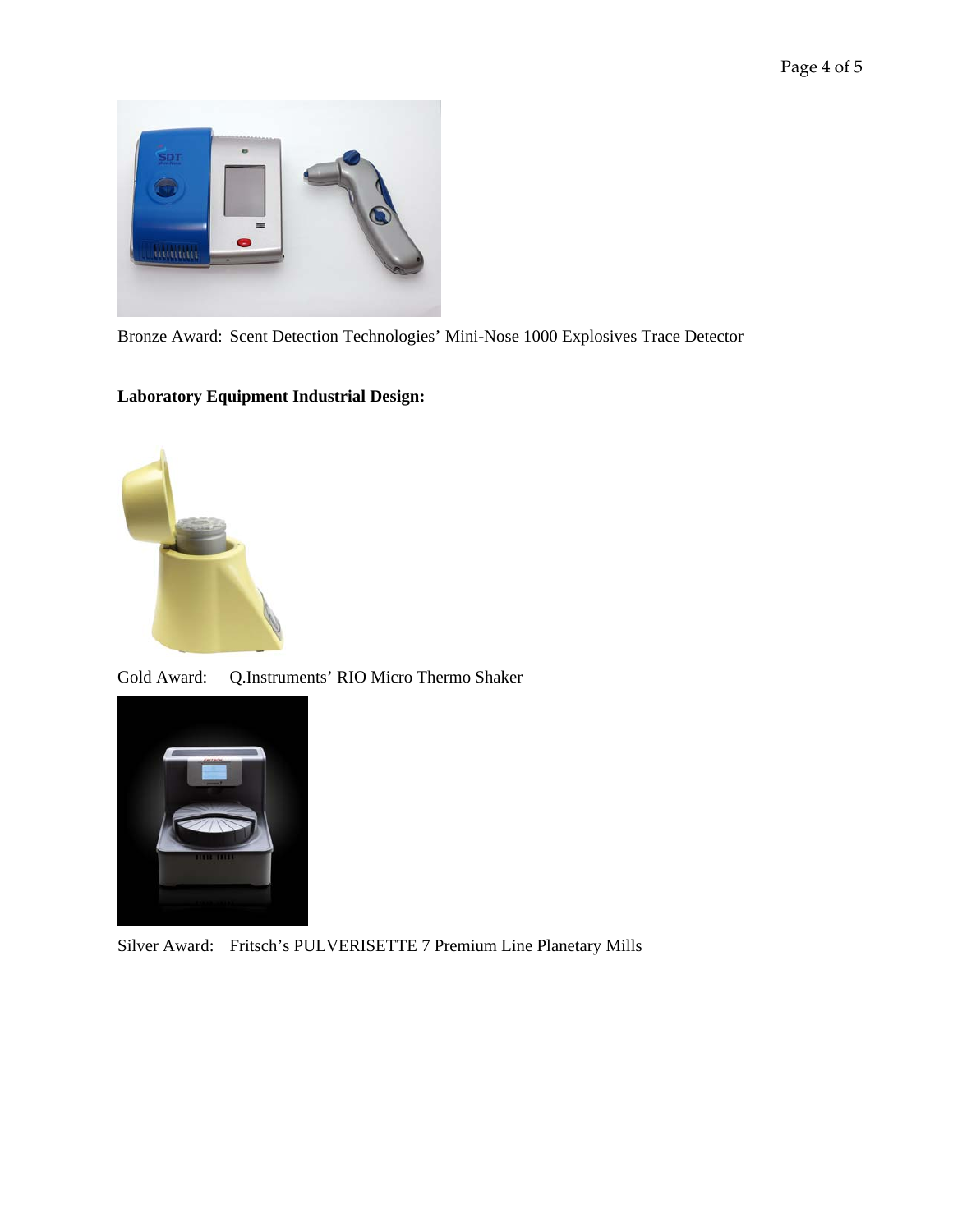Bronze Award: Scent Detection Technologies' Mini-Nose 1000 Explosives Trace Detector

**Laboratory Equipment Industrial Design:**

Gold Award: Q.Instruments' RIO Micro Thermo Shaker

Silver Award: Fritsch's PULVERISETTE 7 Premium Line Planetary Mills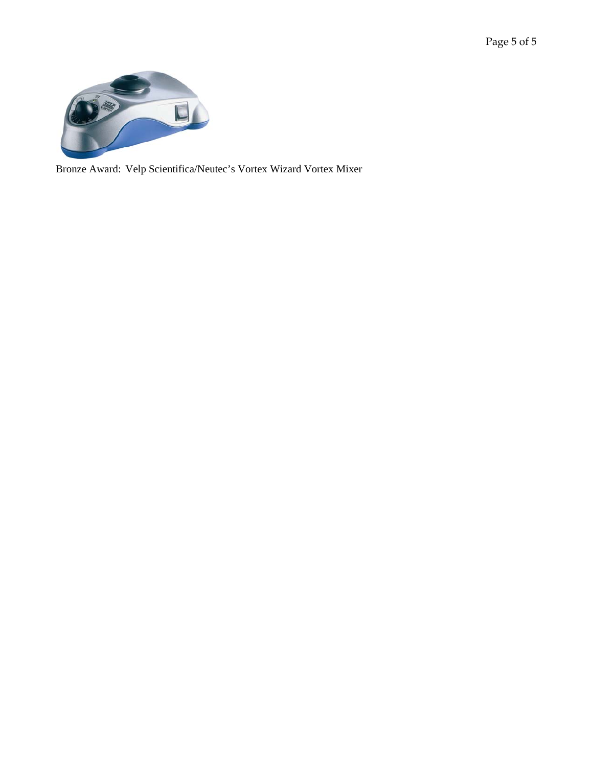Bronze Award: Velp Scientifica/Neutec’s Vortex Wizard Vortex Mixer